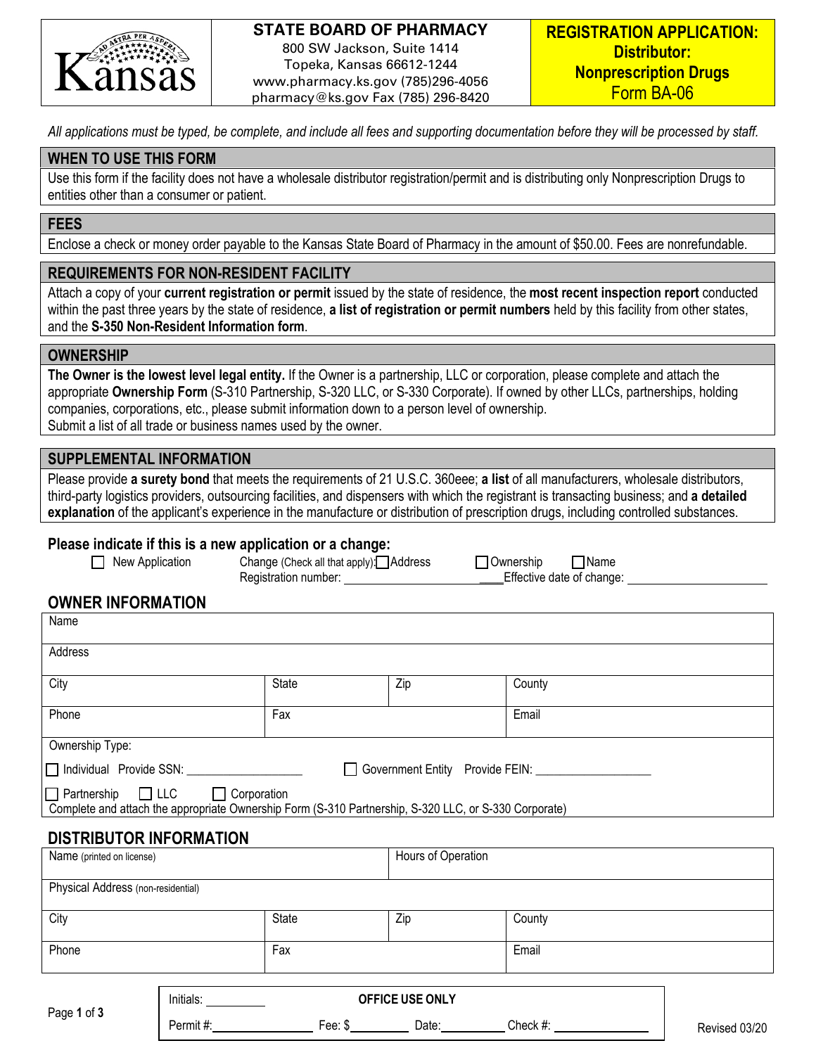# STATE BOARD OF PHARMACY

800 SW Jackson, Suite 1414
Topeka, Kansas 66612-1244
www.pharmacy.ks.gov (785)296-4056
pharmacy@ks.gov Fax (785) 296-8420

**REGISTRATION APPLICATION: Distributor: Nonprescription Drugs**
Form BA-06

*All applications must be typed, be complete, and include all fees and supporting documentation before they will be processed by staff.*

## WHEN TO USE THIS FORM

Use this form if the facility does not have a wholesale distributor registration/permit and is distributing only Nonprescription Drugs to entities other than a consumer or patient.

## FEES

Enclose a check or money order payable to the Kansas State Board of Pharmacy in the amount of $50.00. Fees are nonrefundable.

## REQUIREMENTS FOR NON-RESIDENT FACILITY

Attach a copy of your **current registration or permit** issued by the state of residence, the **most recent inspection report** conducted within the past three years by the state of residence, **a list of registration or permit numbers** held by this facility from other states, and the **S-350 Non-Resident Information form**.

## OWNERSHIP

**The Owner is the lowest level legal entity.** If the Owner is a partnership, LLC or corporation, please complete and attach the appropriate **Ownership Form** (S-310 Partnership, S-320 LLC, or S-330 Corporate). If owned by other LLCs, partnerships, holding companies, corporations, etc., please submit information down to a person level of ownership.
Submit a list of all trade or business names used by the owner.

## SUPPLEMENTAL INFORMATION

Please provide **a surety bond** that meets the requirements of 21 U.S.C. 360eee; **a list** of all manufacturers, wholesale distributors, third-party logistics providers, outsourcing facilities, and dispensers with which the registrant is transacting business; and **a detailed explanation** of the applicant's experience in the manufacture or distribution of prescription drugs, including controlled substances.

**Please indicate if this is a new application or a change:**

☐ New Application    Change (Check all that apply): ☐ Address  ☐ Ownership  ☐ Name
Registration number: ____________ Effective date of change: ____________

## OWNER INFORMATION

| Name | | | |
|---|---|---|---|
| Address | | | |
| City | State | Zip | County |
| Phone | Fax | | Email |

Ownership Type:

☐ Individual  Provide SSN: ____________    ☐ Government Entity  Provide FEIN: ____________

☐ Partnership  ☐ LLC  ☐ Corporation
Complete and attach the appropriate Ownership Form (S-310 Partnership, S-320 LLC, or S-330 Corporate)

## DISTRIBUTOR INFORMATION

| Name (printed on license) | | Hours of Operation | |
|---|---|---|---|
| Physical Address (non-residential) | | | |
| City | State | Zip | County |
| Phone | Fax | | Email |

**OFFICE USE ONLY**

Initials: ________

Permit #: ________ Fee: $ ________ Date: ________ Check #: ________

Revised 03/20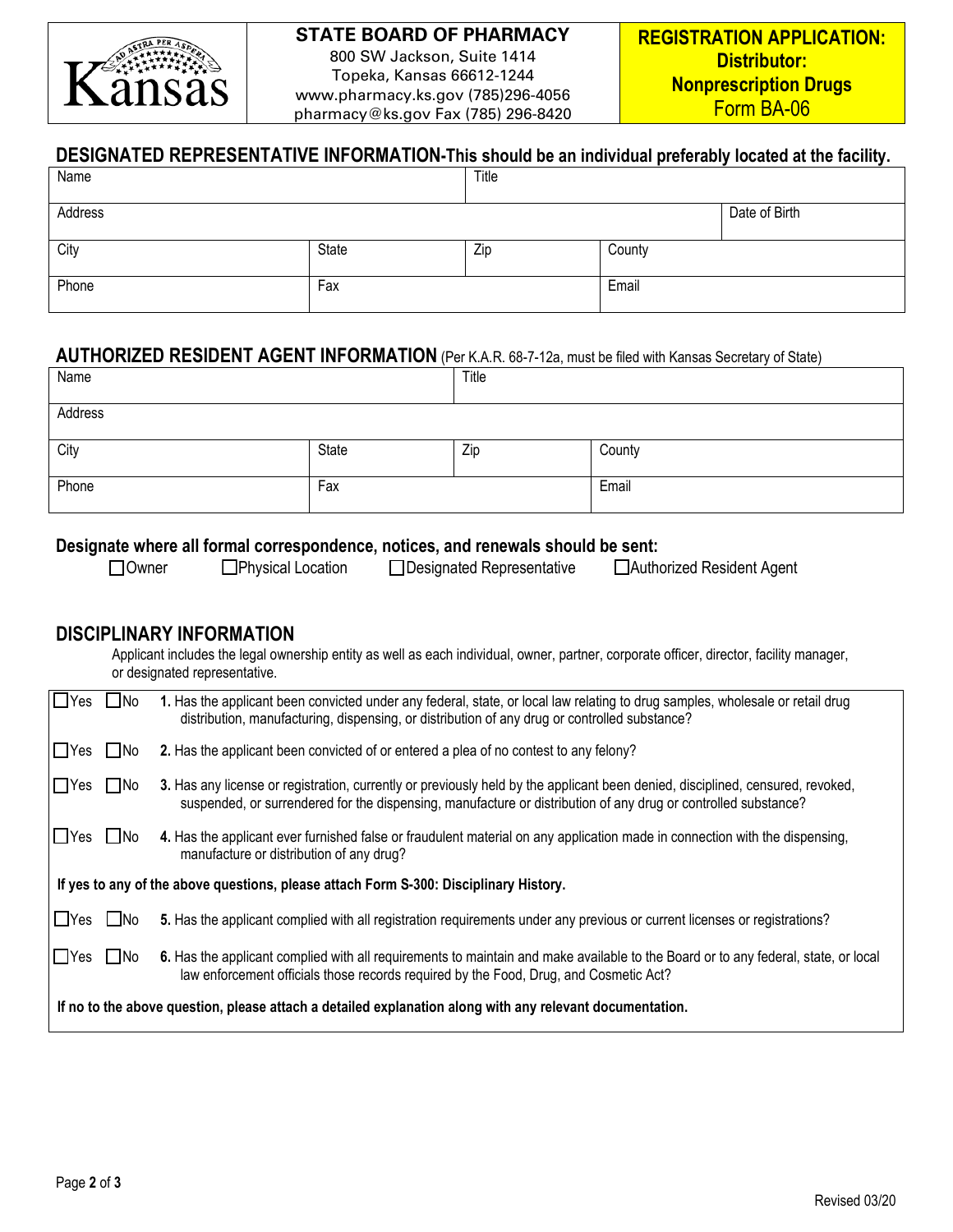STATE BOARD OF PHARMACY
800 SW Jackson, Suite 1414
Topeka, Kansas 66612-1244
www.pharmacy.ks.gov (785)296-4056
pharmacy@ks.gov Fax (785) 296-8420

**REGISTRATION APPLICATION: Distributor: Nonprescription Drugs**
Form BA-06

## DESIGNATED REPRESENTATIVE INFORMATION-This should be an individual preferably located at the facility.

| Name | | Title | | |
|---|---|---|---|---|
| Address | | | | Date of Birth |
| City | State | Zip | County | |
| Phone | Fax | | Email | |

## AUTHORIZED RESIDENT AGENT INFORMATION (Per K.A.R. 68-7-12a, must be filed with Kansas Secretary of State)

| Name | | Title | |
|---|---|---|---|
| Address | | | |
| City | State | Zip | County |
| Phone | Fax | | Email |

**Designate where all formal correspondence, notices, and renewals should be sent:**

☐ Owner ☐ Physical Location ☐ Designated Representative ☐ Authorized Resident Agent

## DISCIPLINARY INFORMATION

Applicant includes the legal ownership entity as well as each individual, owner, partner, corporate officer, director, facility manager, or designated representative.

☐ Yes ☐ No **1.** Has the applicant been convicted under any federal, state, or local law relating to drug samples, wholesale or retail drug distribution, manufacturing, dispensing, or distribution of any drug or controlled substance?

☐ Yes ☐ No **2.** Has the applicant been convicted of or entered a plea of no contest to any felony?

☐ Yes ☐ No **3.** Has any license or registration, currently or previously held by the applicant been denied, disciplined, censured, revoked, suspended, or surrendered for the dispensing, manufacture or distribution of any drug or controlled substance?

☐ Yes ☐ No **4.** Has the applicant ever furnished false or fraudulent material on any application made in connection with the dispensing, manufacture or distribution of any drug?

**If yes to any of the above questions, please attach Form S-300: Disciplinary History.**

☐ Yes ☐ No **5.** Has the applicant complied with all registration requirements under any previous or current licenses or registrations?

☐ Yes ☐ No **6.** Has the applicant complied with all requirements to maintain and make available to the Board or to any federal, state, or local law enforcement officials those records required by the Food, Drug, and Cosmetic Act?

**If no to the above question, please attach a detailed explanation along with any relevant documentation.**

Revised 03/20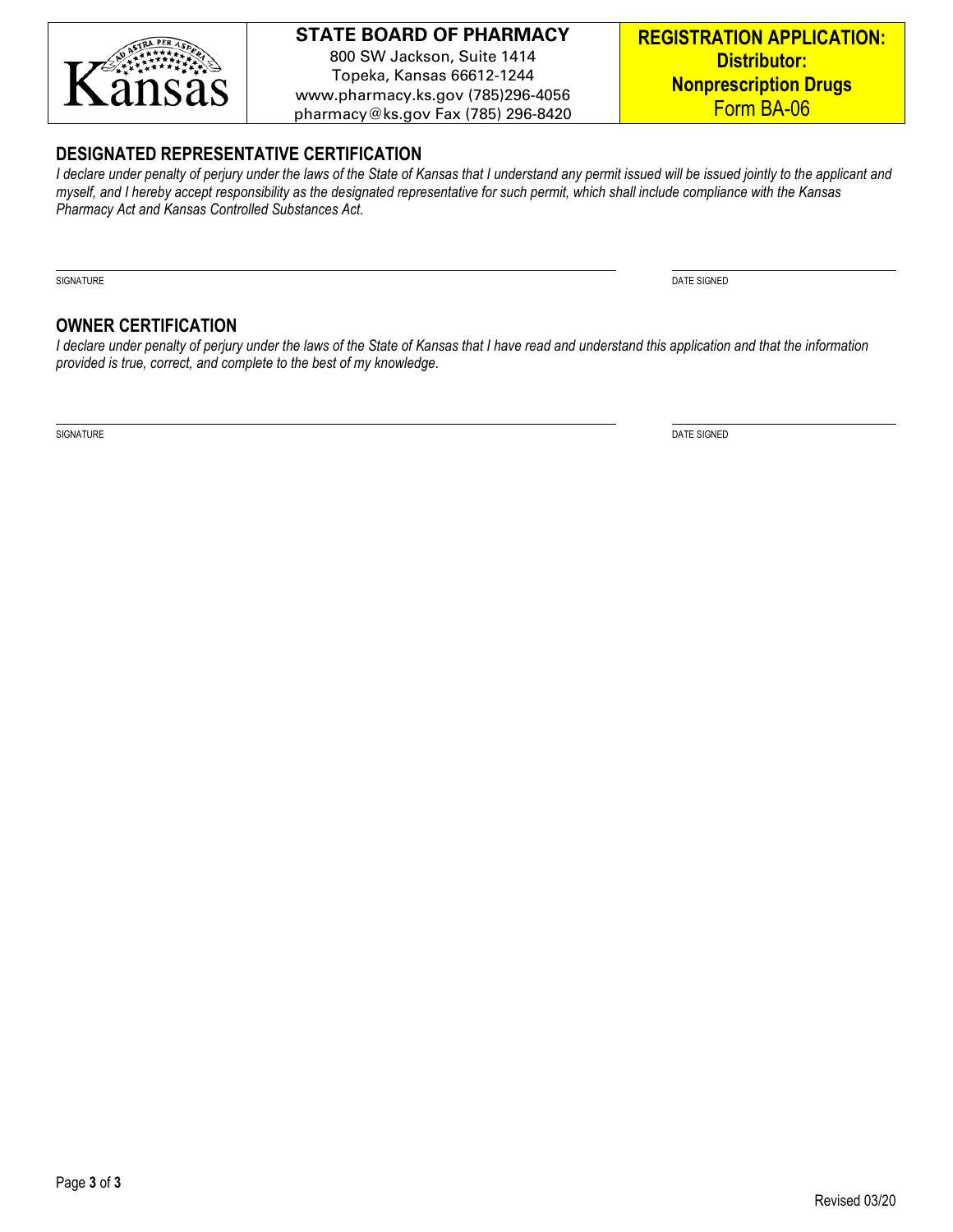**STATE BOARD OF PHARMACY**
800 SW Jackson, Suite 1414
Topeka, Kansas 66612-1244
www.pharmacy.ks.gov (785)296-4056
pharmacy@ks.gov Fax (785) 296-8420

**REGISTRATION APPLICATION:**
**Distributor:**
**Nonprescription Drugs**
Form BA-06

## DESIGNATED REPRESENTATIVE CERTIFICATION

*I declare under penalty of perjury under the laws of the State of Kansas that I understand any permit issued will be issued jointly to the applicant and myself, and I hereby accept responsibility as the designated representative for such permit, which shall include compliance with the Kansas Pharmacy Act and Kansas Controlled Substances Act.*

SIGNATURE

DATE SIGNED

## OWNER CERTIFICATION

*I declare under penalty of perjury under the laws of the State of Kansas that I have read and understand this application and that the information provided is true, correct, and complete to the best of my knowledge.*

SIGNATURE

DATE SIGNED

Revised 03/20